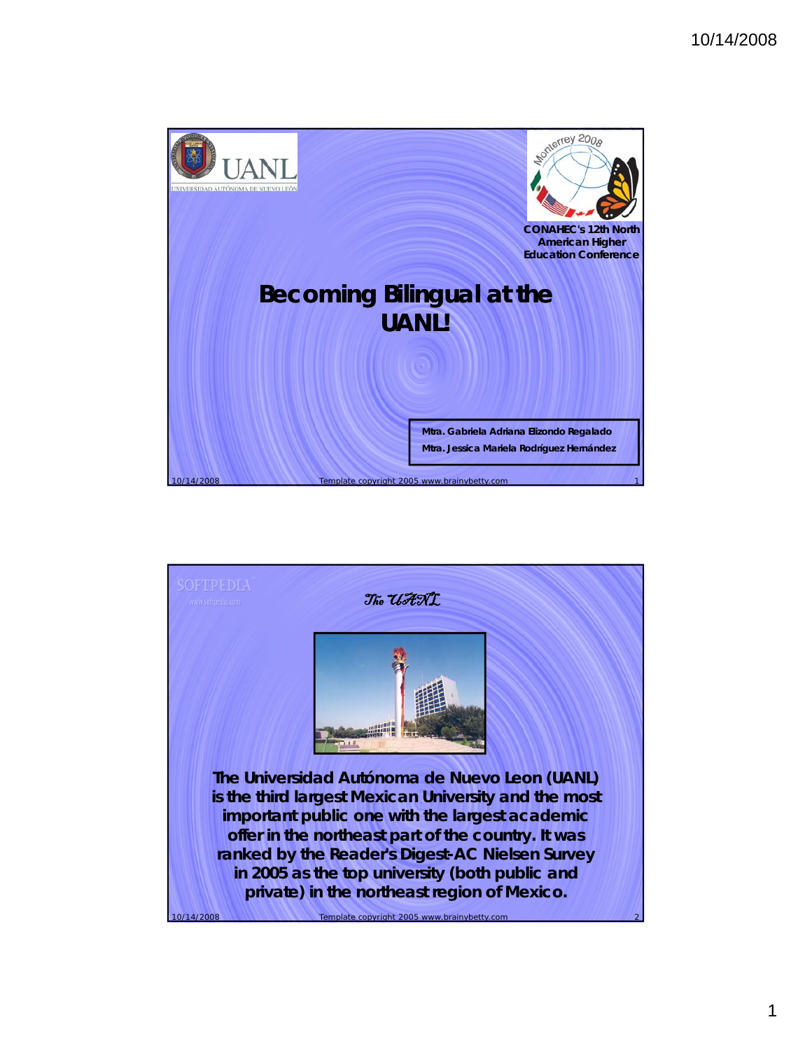CONAHEC's 12th North American Higher Education Conference

# Becoming Bilingual at the UANL!

Mtra. Gabriela Adriana Elizondo Regalado
Mtra. Jessica Mariela Rodríguez Hernández

## *The UANL*

**The Universidad Autónoma de Nuevo Leon (UANL) is the third largest Mexican University and the most important public one with the largest academic offer in the northeast part of the country. It was ranked by the Reader's Digest-AC Nielsen Survey in 2005 as the top university (both public and private) in the northeast region of Mexico.**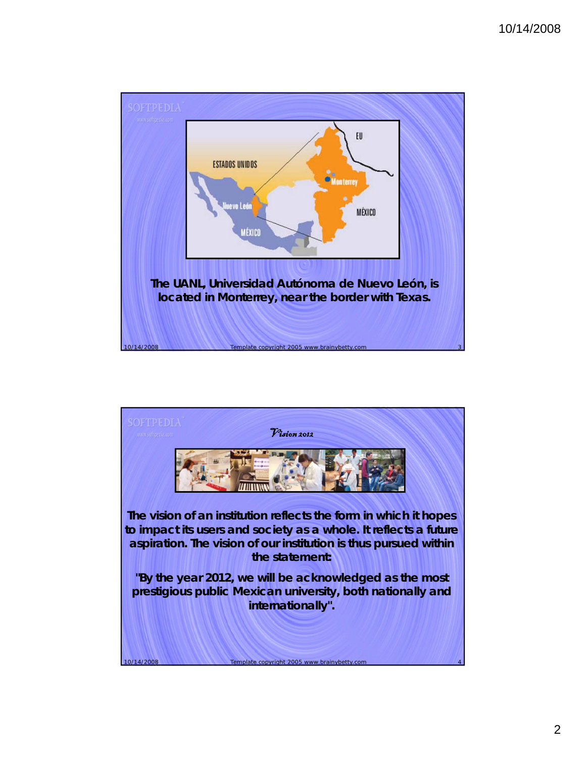The UANL, Universidad Autónoma de Nuevo León, is located in Monterrey, near the border with Texas.

## Vision 2012

The vision of an institution reflects the form in which it hopes to impact its users and society as a whole. It reflects a future aspiration. The vision of our institution is thus pursued within the statement:

"By the year 2012, we will be acknowledged as the most prestigious public Mexican university, both nationally and internationally".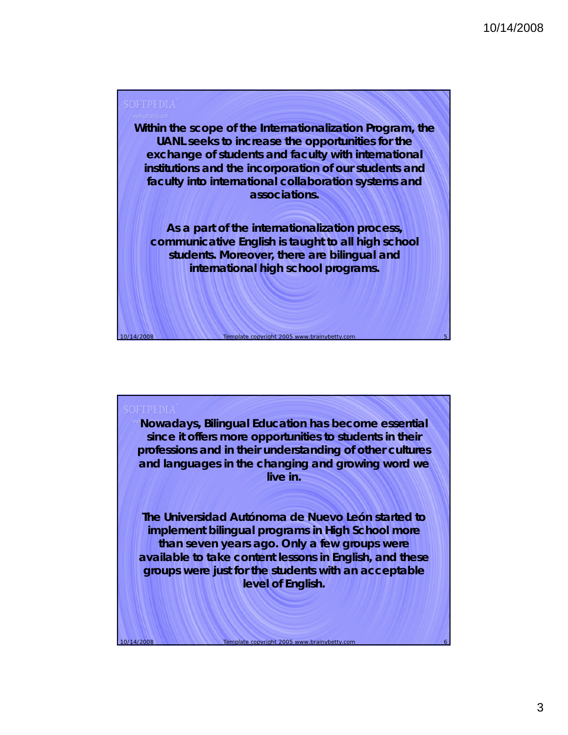Within the scope of the Internationalization Program, the UANL seeks to increase the opportunities for the exchange of students and faculty with international institutions and the incorporation of our students and faculty into international collaboration systems and associations.

As a part of the internationalization process, communicative English is taught to all high school students. Moreover, there are bilingual and international high school programs.

Nowadays, Bilingual Education has become essential since it offers more opportunities to students in their professions and in their understanding of other cultures and languages in the changing and growing word we live in.

The Universidad Autónoma de Nuevo León started to implement bilingual programs in High School more than seven years ago. Only a few groups were available to take content lessons in English, and these groups were just for the students with an acceptable level of English.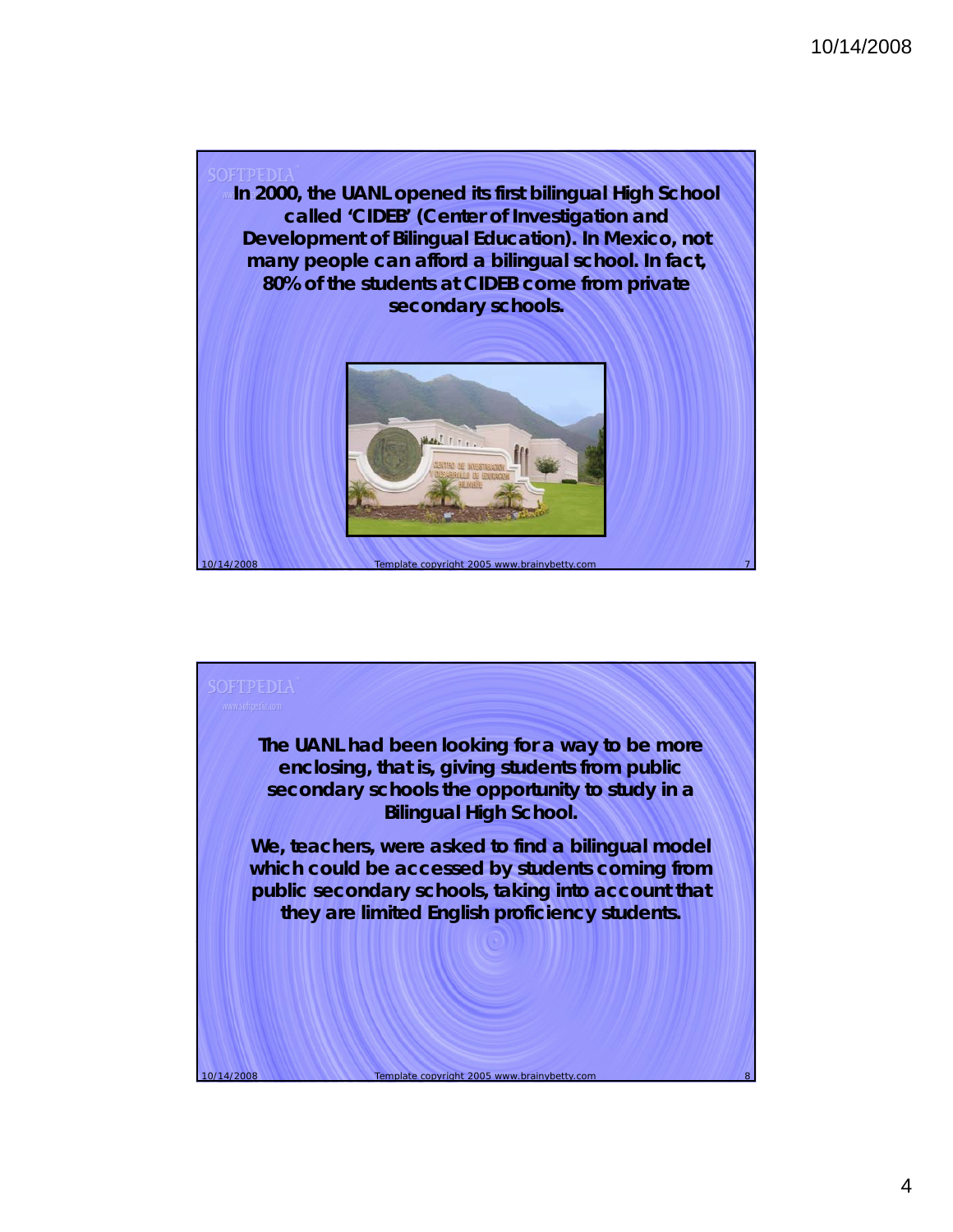In 2000, the UANL opened its first bilingual High School called 'CIDEB' (Center of Investigation and Development of Bilingual Education). In Mexico, not many people can afford a bilingual school. In fact, 80% of the students at CIDEB come from private secondary schools.

The UANL had been looking for a way to be more enclosing, that is, giving students from public secondary schools the opportunity to study in a Bilingual High School.

We, teachers, were asked to find a bilingual model which could be accessed by students coming from public secondary schools, taking into account that they are limited English proficiency students.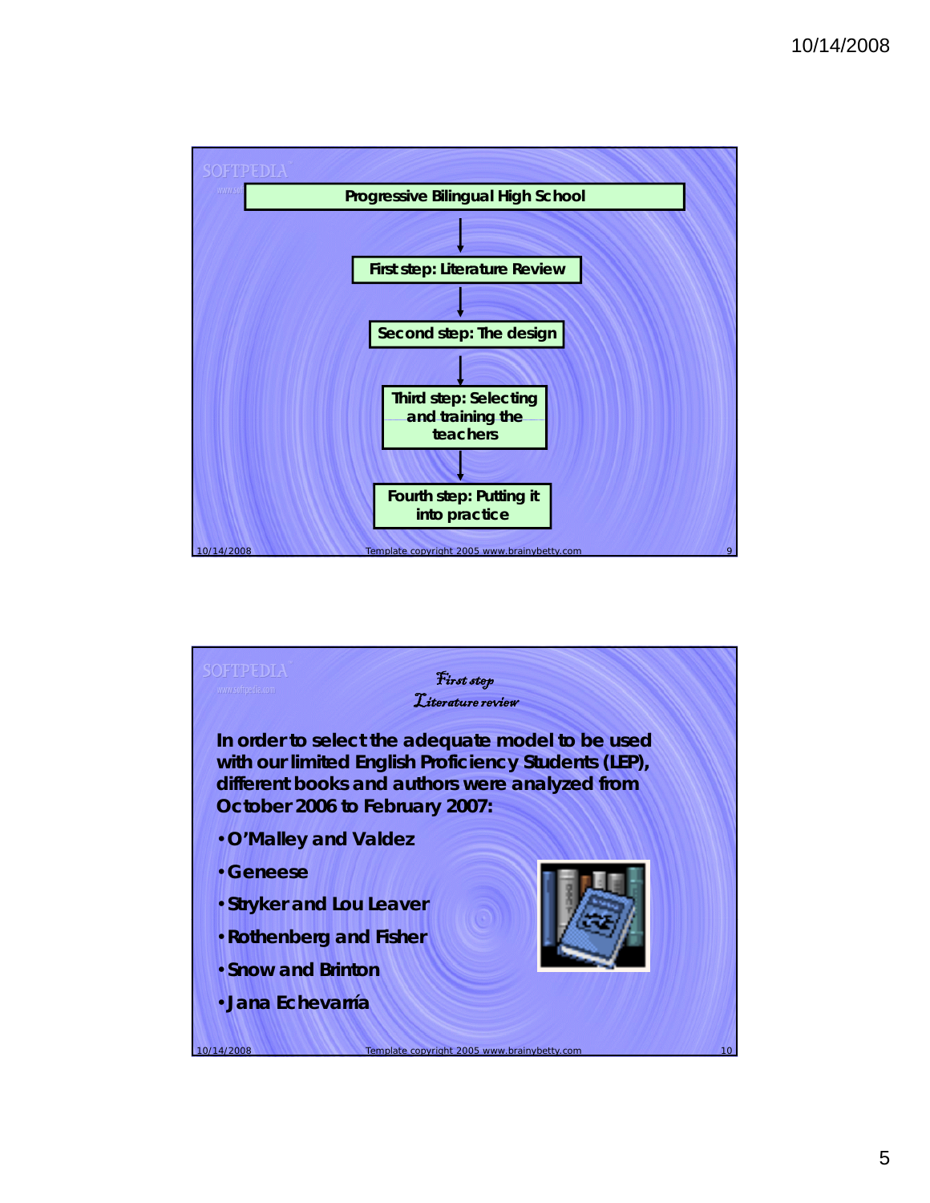**Progressive Bilingual High School**

↓

**First step: Literature Review**

↓

**Second step: The design**

↓

**Third step: Selecting and training the teachers**

↓

**Fourth step: Putting it into practice**

---

## *First step*
## *Literature review*

**In order to select the adequate model to be used with our limited English Proficiency Students (LEP), different books and authors were analyzed from October 2006 to February 2007:**

- **O'Malley and Valdez**
- **Geneese**
- **Stryker and Lou Leaver**
- **Rothenberg and Fisher**
- **Snow and Brinton**
- **Jana Echevarría**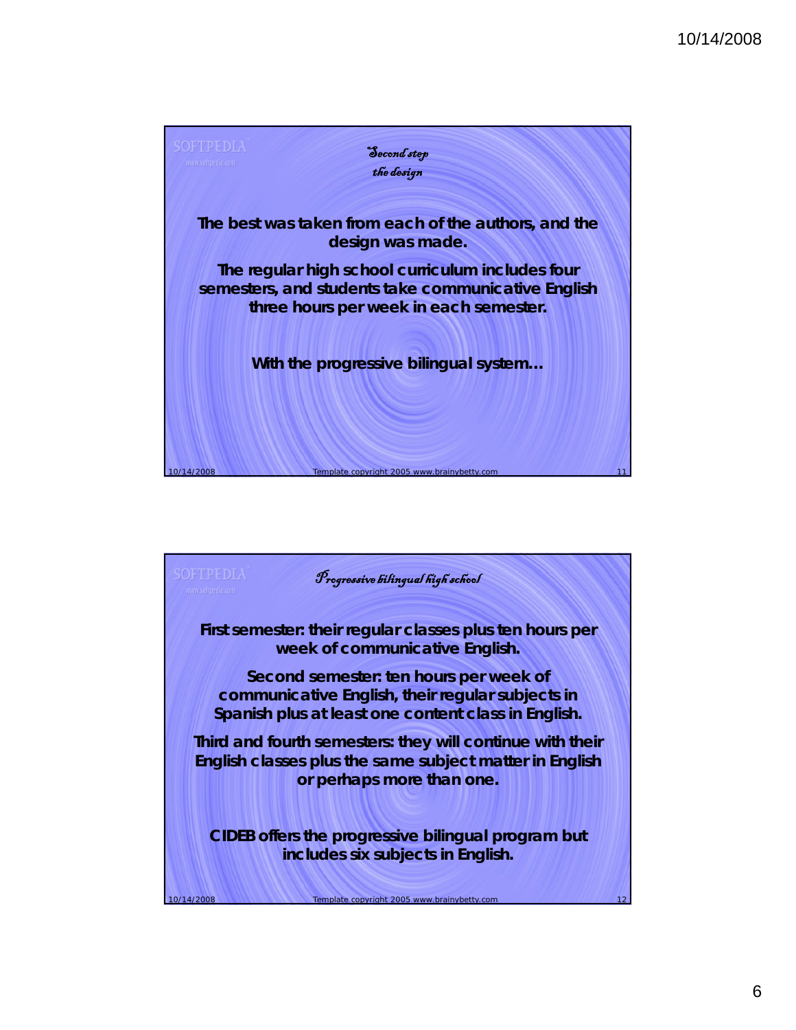## Second step
## the design

The best was taken from each of the authors, and the design was made.

The regular high school curriculum includes four semesters, and students take communicative English three hours per week in each semester.

With the progressive bilingual system…

## Progressive bilingual high school

First semester: their regular classes plus ten hours per week of communicative English.

Second semester: ten hours per week of communicative English, their regular subjects in Spanish plus at least one content class in English.

Third and fourth semesters: they will continue with their English classes plus the same subject matter in English or perhaps more than one.

CIDEB offers the progressive bilingual program but includes six subjects in English.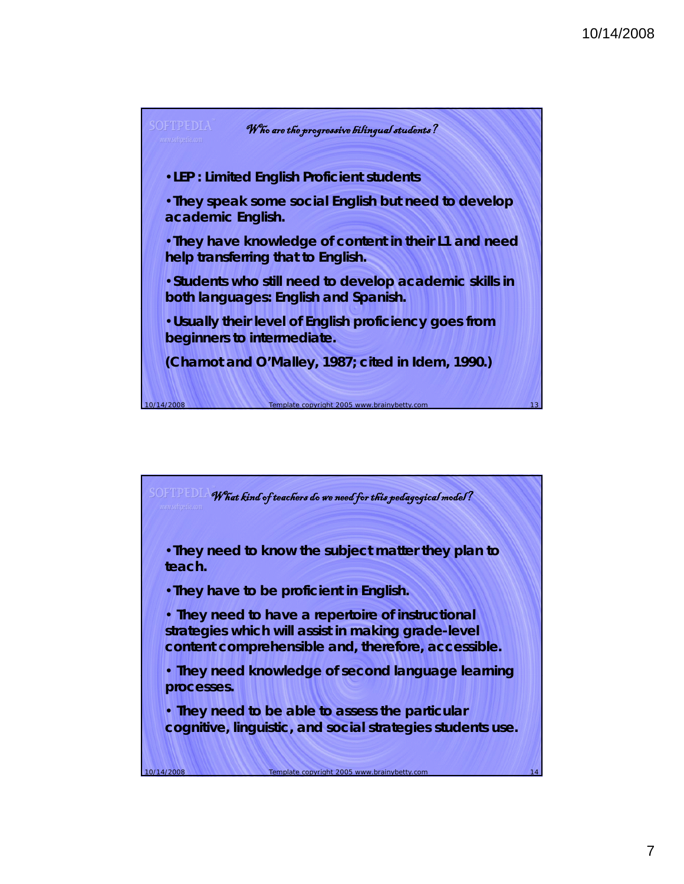## Who are the progressive bilingual students?

- LEP : Limited English Proficient students
- They speak some social English but need to develop academic English.
- They have knowledge of content in their L1 and need help transferring that to English.
- Students who still need to develop academic skills in both languages: English and Spanish.
- Usually their level of English proficiency goes from beginners to intermediate.

(Chamot and O'Malley, 1987; cited in Idem, 1990.)

## What kind of teachers do we need for this pedagogical model?

- They need to know the subject matter they plan to teach.
- They have to be proficient in English.
- They need to have a repertoire of instructional strategies which will assist in making grade-level content comprehensible and, therefore, accessible.
- They need knowledge of second language learning processes.
- They need to be able to assess the particular cognitive, linguistic, and social strategies students use.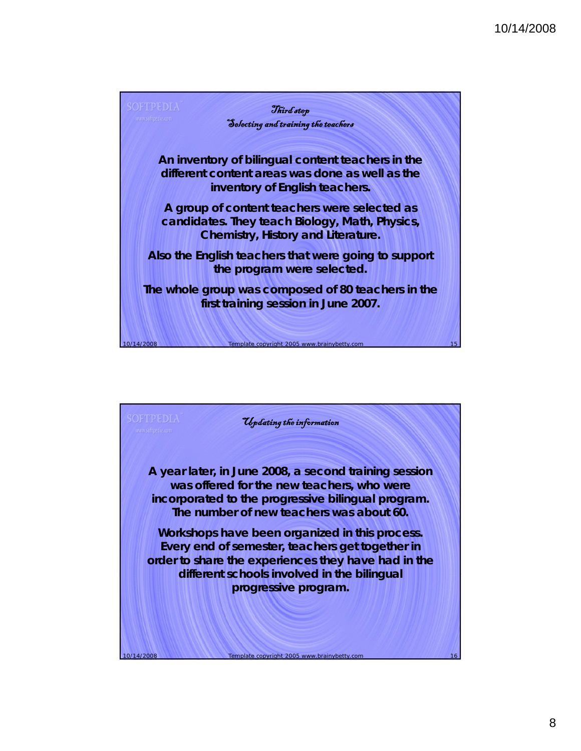## Third step
### Selecting and training the teachers

**An inventory of bilingual content teachers in the different content areas was done as well as the inventory of English teachers.**

**A group of content teachers were selected as candidates. They teach Biology, Math, Physics, Chemistry, History and Literature.**

**Also the English teachers that were going to support the program were selected.**

**The whole group was composed of 80 teachers in the first training session in June 2007.**

## Updating the information

**A year later, in June 2008, a second training session was offered for the new teachers, who were incorporated to the progressive bilingual program. The number of new teachers was about 60.**

**Workshops have been organized in this process. Every end of semester, teachers get together in order to share the experiences they have had in the different schools involved in the bilingual progressive program.**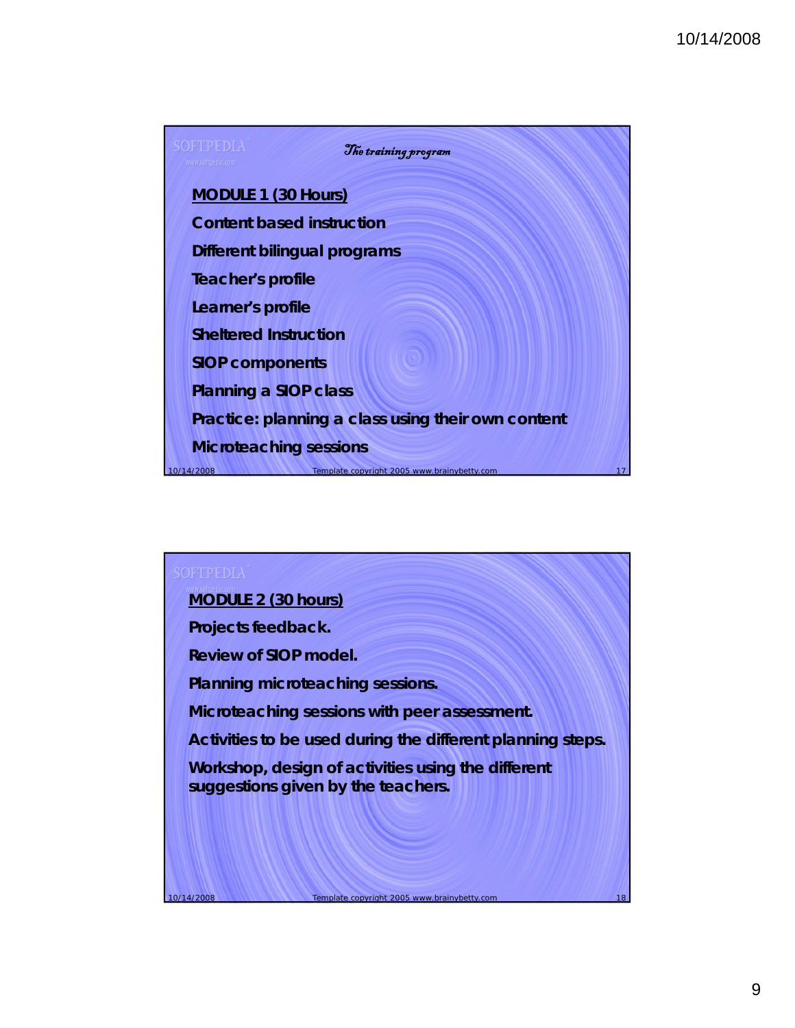## The training program

**MODULE 1 (30 Hours)**

**Content based instruction**

**Different bilingual programs**

**Teacher's profile**

**Learner's profile**

**Sheltered Instruction**

**SIOP components**

**Planning a SIOP class**

**Practice: planning a class using their own content**

**Microteaching sessions**

---

**MODULE 2 (30 hours)**

**Projects feedback.**

**Review of SIOP model.**

**Planning microteaching sessions.**

**Microteaching sessions with peer assessment.**

**Activities to be used during the different planning steps.**

**Workshop, design of activities using the different suggestions given by the teachers.**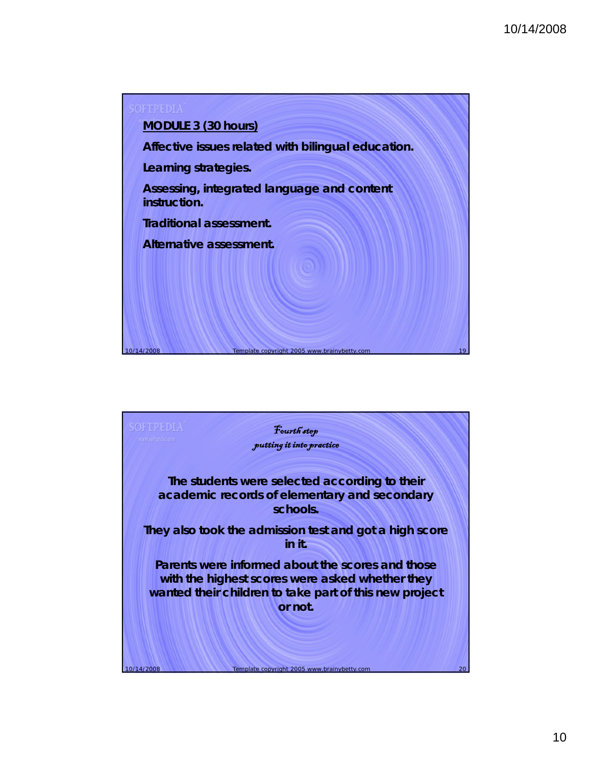**MODULE 3 (30 hours)**

**Affective issues related with bilingual education.**

**Learning strategies.**

**Assessing, integrated language and content instruction.**

**Traditional assessment.**

**Alternative assessment.**

*Fourth step*

*putting it into practice*

**The students were selected according to their academic records of elementary and secondary schools.**

**They also took the admission test and got a high score in it.**

**Parents were informed about the scores and those with the highest scores were asked whether they wanted their children to take part of this new project or not.**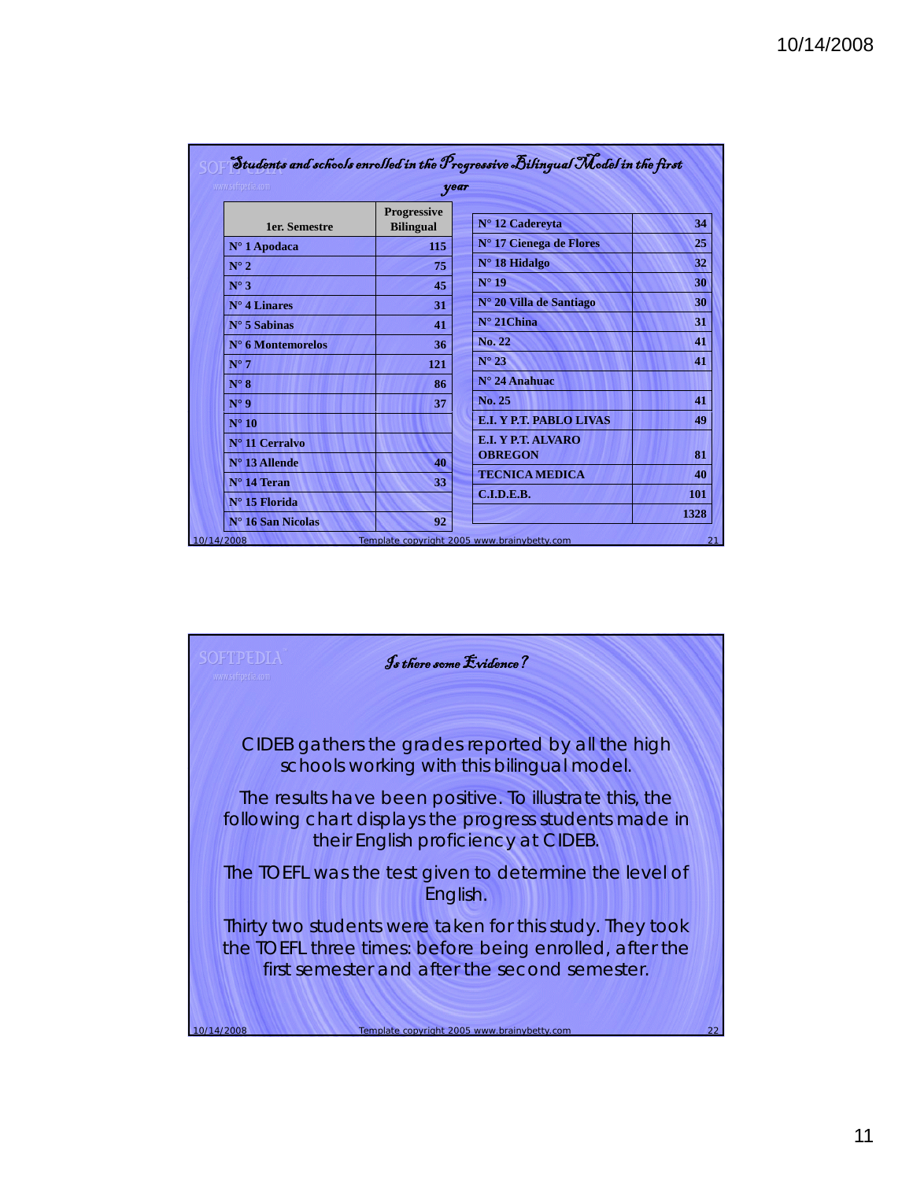## Students and schools enrolled in the Progressive Bilingual Model in the first year

| 1er. Semestre | Progressive Bilingual |
|---|---|
| N° 1 Apodaca | 115 |
| N° 2 | 75 |
| N° 3 | 45 |
| N° 4 Linares | 31 |
| N° 5 Sabinas | 41 |
| N° 6 Montemorelos | 36 |
| N° 7 | 121 |
| N° 8 | 86 |
| N° 9 | 37 |
| N° 10 | |
| N° 11 Cerralvo | |
| N° 13 Allende | 40 |
| N° 14 Teran | 33 |
| N° 15 Florida | |
| N° 16 San Nicolas | 92 |

| | |
|---|---|
| N° 12 Cadereyta | 34 |
| N° 17 Cienega de Flores | 25 |
| N° 18 Hidalgo | 32 |
| N° 19 | 30 |
| N° 20 Villa de Santiago | 30 |
| N° 21China | 31 |
| No. 22 | 41 |
| N° 23 | 41 |
| N° 24 Anahuac | |
| No. 25 | 41 |
| E.I. Y P.T. PABLO LIVAS | 49 |
| E.I. Y P.T. ALVARO OBREGON | 81 |
| TECNICA MEDICA | 40 |
| C.I.D.E.B. | 101 |
| | 1328 |

## Is there some Evidence?

CIDEB gathers the grades reported by all the high schools working with this bilingual model.

The results have been positive. To illustrate this, the following chart displays the progress students made in their English proficiency at CIDEB.

The TOEFL was the test given to determine the level of English.

Thirty two students were taken for this study. They took the TOEFL three times: before being enrolled, after the first semester and after the second semester.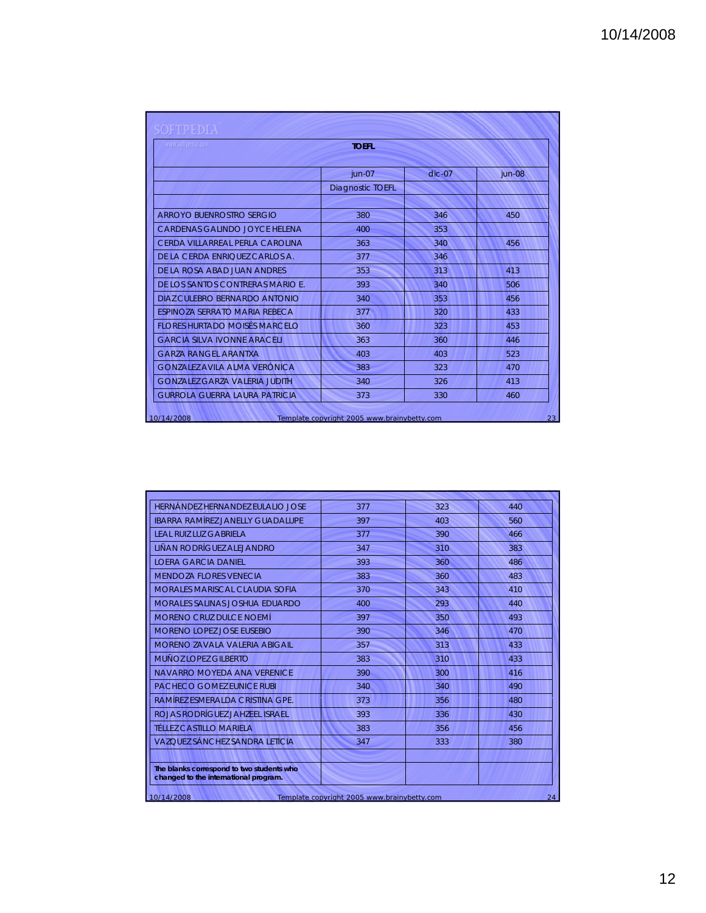| TOEFL | | | |
|---|---|---|---|
| | jun-07 | dic-07 | jun-08 |
| | Diagnostic TOEFL | | |
| | | | |
| ARROYO BUENROSTRO SERGIO | 380 | 346 | 450 |
| CARDENAS GALINDO JOYCE HELENA | 400 | 353 | |
| CERDA VILLARREAL PERLA CAROLINA | 363 | 340 | 456 |
| DE LA CERDA ENRIQUEZ CARLOS A. | 377 | 346 | |
| DE LA ROSA ABAD JUAN ANDRES | 353 | 313 | 413 |
| DE LOS SANTOS CONTRERAS MARIO E. | 393 | 340 | 506 |
| DIAZ CULEBRO BERNARDO ANTONIO | 340 | 353 | 456 |
| ESPINOZA SERRATO MARIA REBECA | 377 | 320 | 433 |
| FLORES HURTADO MOISÉS MARCELO | 360 | 323 | 453 |
| GARCIA SILVA IVONNE ARACELI | 363 | 360 | 446 |
| GARZA RANGEL ARANTXA | 403 | 403 | 523 |
| GONZALEZ AVILA ALMA VERÓNICA | 383 | 323 | 470 |
| GONZALEZ GARZA VALERIA JUDITH | 340 | 326 | 413 |
| GURROLA GUERRA LAURA PATRICIA | 373 | 330 | 460 |

| | | | |
|---|---|---|---|
| HERNÁNDEZ HERNANDEZ EULALIO JOSE | 377 | 323 | 440 |
| IBARRA RAMÍREZ JANELLY GUADALUPE | 397 | 403 | 560 |
| LEAL RUIZ LUZ GABRIELA | 377 | 390 | 466 |
| LIÑAN RODRÍGUEZ ALEJANDRO | 347 | 310 | 383 |
| LOERA GARCIA DANIEL | 393 | 360 | 486 |
| MENDOZA FLORES VENECIA | 383 | 360 | 483 |
| MORALES MARISCAL CLAUDIA SOFIA | 370 | 343 | 410 |
| MORALES SALINAS JOSHUA EDUARDO | 400 | 293 | 440 |
| MORENO CRUZ DULCE NOEMÍ | 397 | 350 | 493 |
| MORENO LOPEZ JOSE EUSEBIO | 390 | 346 | 470 |
| MORENO ZAVALA VALERIA ABIGAIL | 357 | 313 | 433 |
| MUÑOZ LOPEZ GILBERTO | 383 | 310 | 433 |
| NAVARRO MOYEDA ANA VERENICE | 390 | 300 | 416 |
| PACHECO GOMEZ EUNICE RUBI | 340 | 340 | 490 |
| RAMÍREZ ESMERALDA CRISTINA GPE. | 373 | 356 | 480 |
| ROJAS RODRÍGUEZ JAHZEEL ISRAEL | 393 | 336 | 430 |
| TÉLLEZ CASTILLO MARIELA | 383 | 356 | 456 |
| VAZQUEZ SÁNCHEZ SANDRA LETICIA | 347 | 333 | 380 |
| | | | |
| **The blanks correspond to two students who changed to the international program.** | | | |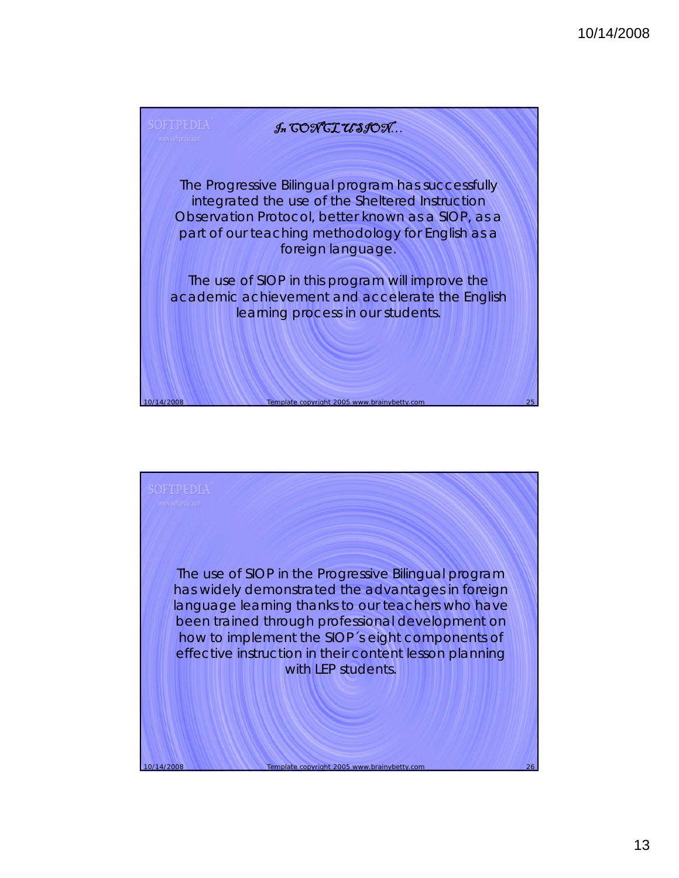## In CONCLUSION…

The Progressive Bilingual program has successfully integrated the use of the Sheltered Instruction Observation Protocol, better known as a SIOP, as a part of our teaching methodology for English as a foreign language.

The use of SIOP in this program will improve the academic achievement and accelerate the English learning process in our students.

---

The use of SIOP in the Progressive Bilingual program has widely demonstrated the advantages in foreign language learning thanks to our teachers who have been trained through professional development on how to implement the SIOP´s eight components of effective instruction in their content lesson planning with LEP students.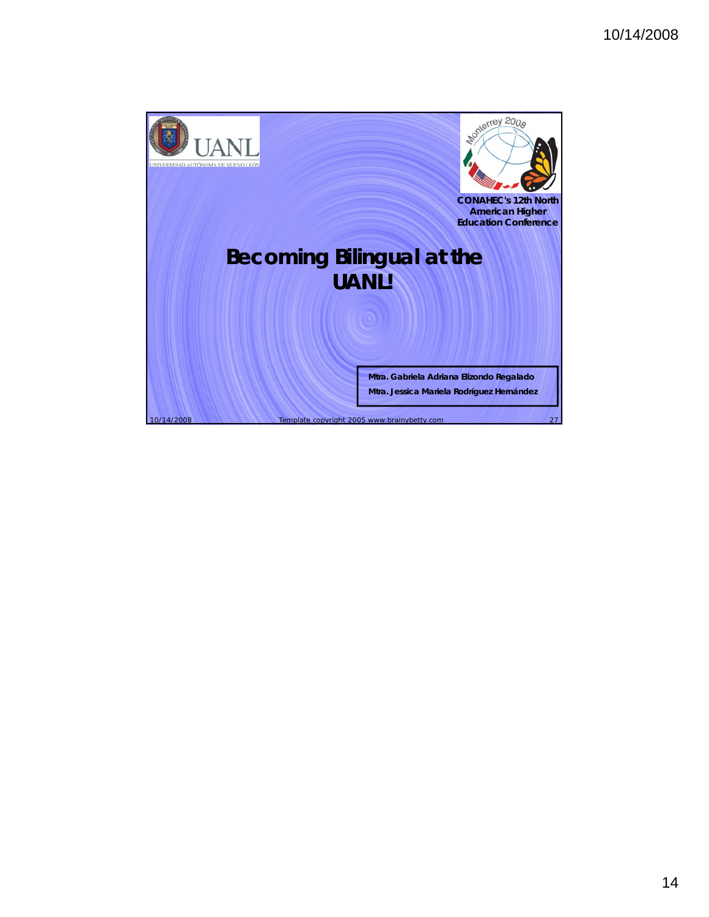UANL

UNIVERSIDAD AUTÓNOMA DE NUEVO LEÓN

Monterrey 2008

CONAHEC's 12th North American Higher Education Conference

# Becoming Bilingual at the UANL!

Mtra. Gabriela Adriana Elizondo Regalado

Mtra. Jessica Mariela Rodríguez Hernández

Template copyright 2005 www.brainybetty.com